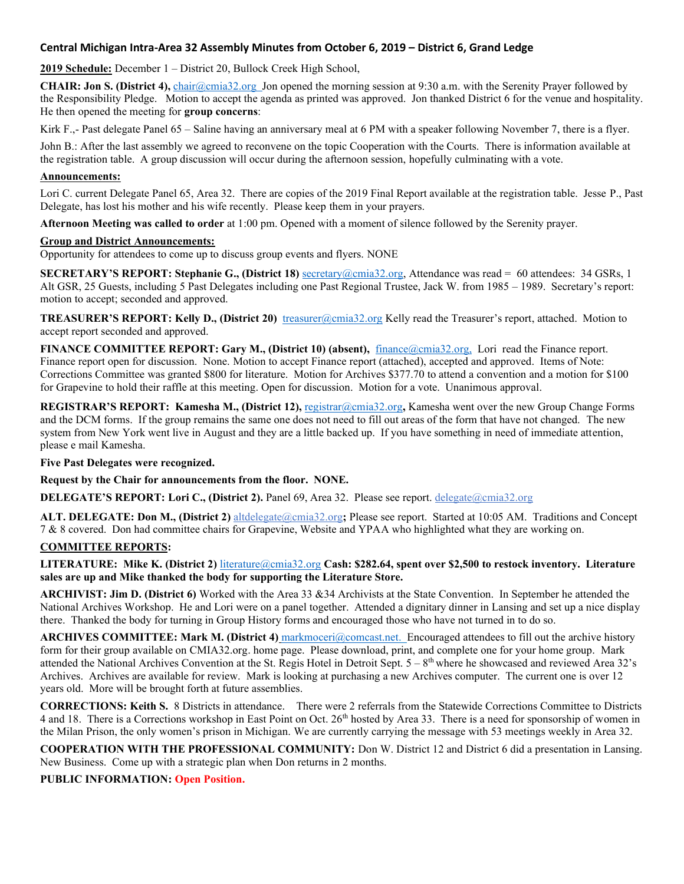### Central Michigan Intra-Area 32 Assembly Minutes from October 6, 2019 – District 6, Grand Ledge

**2019 Schedule:** December 1 – District 20, Bullock Creek High School,

**CHAIR: Jon S. (District 4),** chair@cmia32.org Jon opened the morning session at 9:30 a.m. with the Serenity Prayer followed by the Responsibility Pledge. Motion to accept the agenda as printed was approved. Jon thanked District 6 for the venue and hospitality. He then opened the meeting for **group concerns**:

Kirk F.,- Past delegate Panel 65 – Saline having an anniversary meal at 6 PM with a speaker following November 7, there is a flyer.

John B.: After the last assembly we agreed to reconvene on the topic Cooperation with the Courts. There is information available at the registration table. A group discussion will occur during the afternoon session, hopefully culminating with a vote.

**Announcements:**

Lori C. current Delegate Panel 65, Area 32. There are copies of the 2019 Final Report available at the registration table. Jesse P., Past Delegate, has lost his mother and his wife recently. Please keep them in your prayers.

**Afternoon Meeting was called to order** at 1:00 pm. Opened with a moment of silence followed by the Serenity prayer.

**Group and District Announcements:**

Opportunity for attendees to come up to discuss group events and flyers. NONE

**SECRETARY'S REPORT: Stephanie G., (District 18)** secretary@cmia32.org, Attendance was read = 60 attendees: 34 GSRs, 1 Alt GSR, 25 Guests, including 5 Past Delegates including one Past Regional Trustee, Jack W. from 1985 – 1989. Secretary's report: motion to accept; seconded and approved.

**TREASURER'S REPORT: Kelly D., (District 20)** treasurer@cmia32.org Kelly read the Treasurer's report, attached. Motion to accept report seconded and approved.

**FINANCE COMMITTEE REPORT: Gary M., (District 10) (absent),** finance@cmia32.org, Lori read the Finance report. Finance report open for discussion. None. Motion to accept Finance report (attached), accepted and approved. Items of Note: Corrections Committee was granted $800 for literature. Motion for Archives $377.70 to attend a convention and a motion for $100 for Grapevine to hold their raffle at this meeting. Open for discussion. Motion for a vote. Unanimous approval.

**REGISTRAR'S REPORT: Kamesha M., (District 12),** registrar@cmia32.org**,** Kamesha went over the new Group Change Forms and the DCM forms. If the group remains the same one does not need to fill out areas of the form that have not changed. The new system from New York went live in August and they are a little backed up. If you have something in need of immediate attention, please e mail Kamesha.

**Five Past Delegates were recognized.**

**Request by the Chair for announcements from the floor. NONE.**

**DELEGATE'S REPORT: Lori C., (District 2).** Panel 69, Area 32. Please see report. delegate@cmia32.org

**ALT. DELEGATE: Don M., (District 2)** altdelegate@cmia32.org**;** Please see report. Started at 10:05 AM. Traditions and Concept 7 & 8 covered. Don had committee chairs for Grapevine, Website and YPAA who highlighted what they are working on.

**COMMITTEE REPORTS:**

**LITERATURE: Mike K. (District 2)** literature@cmia32.org **Cash: $282.64, spent over $2,500 to restock inventory. Literature sales are up and Mike thanked the body for supporting the Literature Store.**

**ARCHIVIST: Jim D. (District 6)** Worked with the Area 33 &34 Archivists at the State Convention. In September he attended the National Archives Workshop. He and Lori were on a panel together. Attended a dignitary dinner in Lansing and set up a nice display there. Thanked the body for turning in Group History forms and encouraged those who have not turned in to do so.

**ARCHIVES COMMITTEE: Mark M. (District 4)** markmoceri@comcast.net. Encouraged attendees to fill out the archive history form for their group available on CMIA32.org. home page. Please download, print, and complete one for your home group. Mark attended the National Archives Convention at the St. Regis Hotel in Detroit Sept. 5 – 8th where he showcased and reviewed Area 32's Archives. Archives are available for review. Mark is looking at purchasing a new Archives computer. The current one is over 12 years old. More will be brought forth at future assemblies.

**CORRECTIONS: Keith S.** 8 Districts in attendance. There were 2 referrals from the Statewide Corrections Committee to Districts 4 and 18. There is a Corrections workshop in East Point on Oct. 26th hosted by Area 33. There is a need for sponsorship of women in the Milan Prison, the only women's prison in Michigan. We are currently carrying the message with 53 meetings weekly in Area 32.

**COOPERATION WITH THE PROFESSIONAL COMMUNITY:** Don W. District 12 and District 6 did a presentation in Lansing. New Business. Come up with a strategic plan when Don returns in 2 months.

**PUBLIC INFORMATION: Open Position.**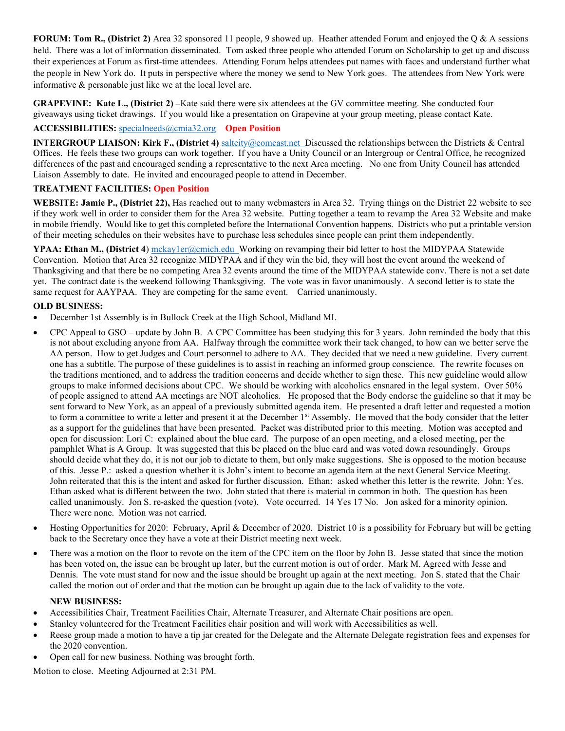**FORUM: Tom R., (District 2)** Area 32 sponsored 11 people, 9 showed up. Heather attended Forum and enjoyed the Q & A sessions held. There was a lot of information disseminated. Tom asked three people who attended Forum on Scholarship to get up and discuss their experiences at Forum as first-time attendees. Attending Forum helps attendees put names with faces and understand further what the people in New York do. It puts in perspective where the money we send to New York goes. The attendees from New York were informative & personable just like we at the local level are.

**GRAPEVINE: Kate L., (District 2) –**Kate said there were six attendees at the GV committee meeting. She conducted four giveaways using ticket drawings. If you would like a presentation on Grapevine at your group meeting, please contact Kate.

**ACCESSIBILITIES:** specialneeds@cmia32.org **Open Position**

**INTERGROUP LIAISON: Kirk F., (District 4)** saltcity@comcast.net Discussed the relationships between the Districts & Central Offices. He feels these two groups can work together. If you have a Unity Council or an Intergroup or Central Office, he recognized differences of the past and encouraged sending a representative to the next Area meeting. No one from Unity Council has attended Liaison Assembly to date. He invited and encouraged people to attend in December.

**TREATMENT FACILITIES: Open Position**

**WEBSITE: Jamie P., (District 22),** Has reached out to many webmasters in Area 32. Trying things on the District 22 website to see if they work well in order to consider them for the Area 32 website. Putting together a team to revamp the Area 32 Website and make in mobile friendly. Would like to get this completed before the International Convention happens. Districts who put a printable version of their meeting schedules on their websites have to purchase less schedules since people can print them independently.

**YPAA: Ethan M., (District 4**) mckay1er@cmich.edu Working on revamping their bid letter to host the MIDYPAA Statewide Convention. Motion that Area 32 recognize MIDYPAA and if they win the bid, they will host the event around the weekend of Thanksgiving and that there be no competing Area 32 events around the time of the MIDYPAA statewide conv. There is not a set date yet. The contract date is the weekend following Thanksgiving. The vote was in favor unanimously. A second letter is to state the same request for AAYPAA. They are competing for the same event. Carried unanimously.

**OLD BUSINESS:**

- December 1st Assembly is in Bullock Creek at the High School, Midland MI.
- CPC Appeal to GSO – update by John B. A CPC Committee has been studying this for 3 years. John reminded the body that this is not about excluding anyone from AA. Halfway through the committee work their tack changed, to how can we better serve the AA person. How to get Judges and Court personnel to adhere to AA. They decided that we need a new guideline. Every current one has a subtitle. The purpose of these guidelines is to assist in reaching an informed group conscience. The rewrite focuses on the traditions mentioned, and to address the tradition concerns and decide whether to sign these. This new guideline would allow groups to make informed decisions about CPC. We should be working with alcoholics ensnared in the legal system. Over 50% of people assigned to attend AA meetings are NOT alcoholics. He proposed that the Body endorse the guideline so that it may be sent forward to New York, as an appeal of a previously submitted agenda item. He presented a draft letter and requested a motion to form a committee to write a letter and present it at the December 1st Assembly. He moved that the body consider that the letter as a support for the guidelines that have been presented. Packet was distributed prior to this meeting. Motion was accepted and open for discussion: Lori C: explained about the blue card. The purpose of an open meeting, and a closed meeting, per the pamphlet What is A Group. It was suggested that this be placed on the blue card and was voted down resoundingly. Groups should decide what they do, it is not our job to dictate to them, but only make suggestions. She is opposed to the motion because of this. Jesse P.: asked a question whether it is John's intent to become an agenda item at the next General Service Meeting. John reiterated that this is the intent and asked for further discussion. Ethan: asked whether this letter is the rewrite. John: Yes. Ethan asked what is different between the two. John stated that there is material in common in both. The question has been called unanimously. Jon S. re-asked the question (vote). Vote occurred. 14 Yes 17 No. Jon asked for a minority opinion. There were none. Motion was not carried.
- Hosting Opportunities for 2020: February, April & December of 2020. District 10 is a possibility for February but will be getting back to the Secretary once they have a vote at their District meeting next week.
- There was a motion on the floor to revote on the item of the CPC item on the floor by John B. Jesse stated that since the motion has been voted on, the issue can be brought up later, but the current motion is out of order. Mark M. Agreed with Jesse and Dennis. The vote must stand for now and the issue should be brought up again at the next meeting. Jon S. stated that the Chair called the motion out of order and that the motion can be brought up again due to the lack of validity to the vote.

**NEW BUSINESS:**

- Accessibilities Chair, Treatment Facilities Chair, Alternate Treasurer, and Alternate Chair positions are open.
- Stanley volunteered for the Treatment Facilities chair position and will work with Accessibilities as well.
- Reese group made a motion to have a tip jar created for the Delegate and the Alternate Delegate registration fees and expenses for the 2020 convention.
- Open call for new business. Nothing was brought forth.

Motion to close. Meeting Adjourned at 2:31 PM.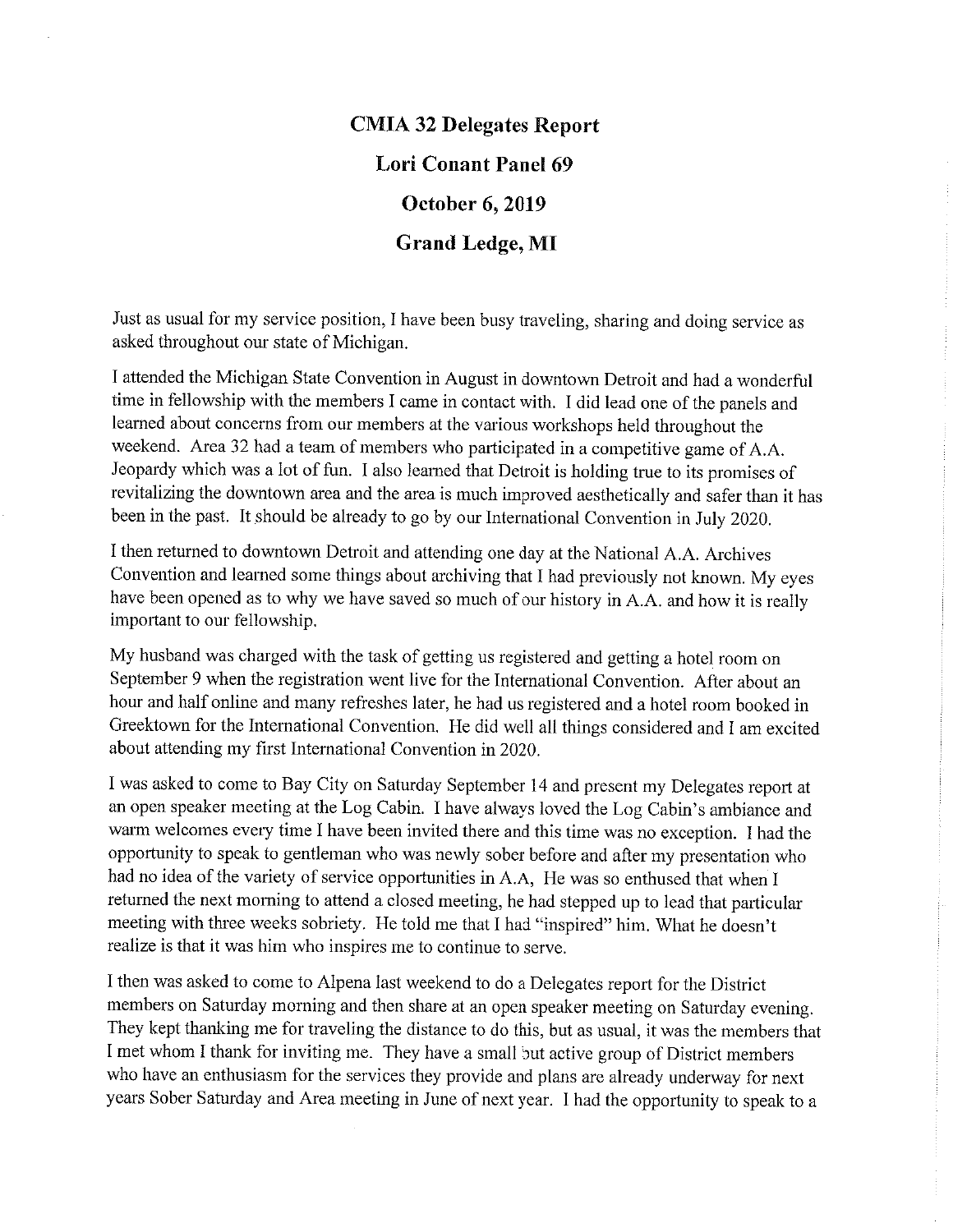# CMIA 32 Delegates Report

# Lori Conant Panel 69

# October 6, 2019

# Grand Ledge, MI

Just as usual for my service position, I have been busy traveling, sharing and doing service as asked throughout our state of Michigan.

I attended the Michigan State Convention in August in downtown Detroit and had a wonderful time in fellowship with the members I came in contact with. I did lead one of the panels and learned about concerns from our members at the various workshops held throughout the weekend. Area 32 had a team of members who participated in a competitive game of A.A. Jeopardy which was a lot of fun. I also learned that Detroit is holding true to its promises of revitalizing the downtown area and the area is much improved aesthetically and safer than it has been in the past. It should be already to go by our International Convention in July 2020.

I then returned to downtown Detroit and attending one day at the National A.A. Archives Convention and learned some things about archiving that I had previously not known. My eyes have been opened as to why we have saved so much of our history in A.A. and how it is really important to our fellowship.

My husband was charged with the task of getting us registered and getting a hotel room on September 9 when the registration went live for the International Convention. After about an hour and half online and many refreshes later, he had us registered and a hotel room booked in Greektown for the International Convention. He did well all things considered and I am excited about attending my first International Convention in 2020.

I was asked to come to Bay City on Saturday September 14 and present my Delegates report at an open speaker meeting at the Log Cabin. I have always loved the Log Cabin's ambiance and warm welcomes every time I have been invited there and this time was no exception. I had the opportunity to speak to gentleman who was newly sober before and after my presentation who had no idea of the variety of service opportunities in A.A, He was so enthused that when I returned the next morning to attend a closed meeting, he had stepped up to lead that particular meeting with three weeks sobriety. He told me that I had "inspired" him. What he doesn't realize is that it was him who inspires me to continue to serve.

I then was asked to come to Alpena last weekend to do a Delegates report for the District members on Saturday morning and then share at an open speaker meeting on Saturday evening. They kept thanking me for traveling the distance to do this, but as usual, it was the members that I met whom I thank for inviting me. They have a small but active group of District members who have an enthusiasm for the services they provide and plans are already underway for next years Sober Saturday and Area meeting in June of next year. I had the opportunity to speak to a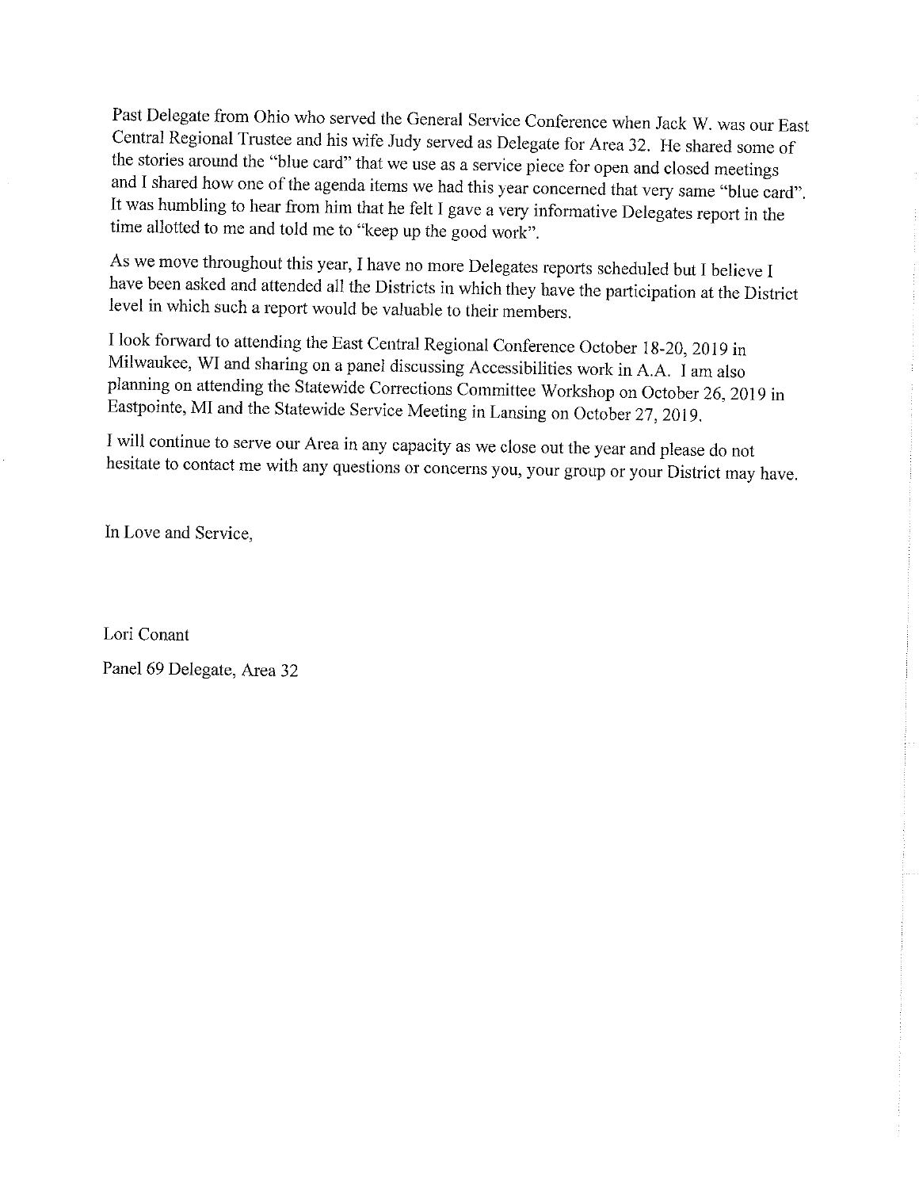Past Delegate from Ohio who served the General Service Conference when Jack W. was our East Central Regional Trustee and his wife Judy served as Delegate for Area 32. He shared some of the stories around the "blue card" that we use as a service piece for open and closed meetings and I shared how one of the agenda items we had this year concerned that very same "blue card". It was humbling to hear from him that he felt I gave a very informative Delegates report in the time allotted to me and told me to "keep up the good work".

As we move throughout this year, I have no more Delegates reports scheduled but I believe I have been asked and attended all the Districts in which they have the participation at the District level in which such a report would be valuable to their members.

I look forward to attending the East Central Regional Conference October 18-20, 2019 in Milwaukee, WI and sharing on a panel discussing Accessibilities work in A.A. I am also planning on attending the Statewide Corrections Committee Workshop on October 26, 2019 in Eastpointe, MI and the Statewide Service Meeting in Lansing on October 27, 2019.

I will continue to serve our Area in any capacity as we close out the year and please do not hesitate to contact me with any questions or concerns you, your group or your District may have.

In Love and Service,

Lori Conant

Panel 69 Delegate, Area 32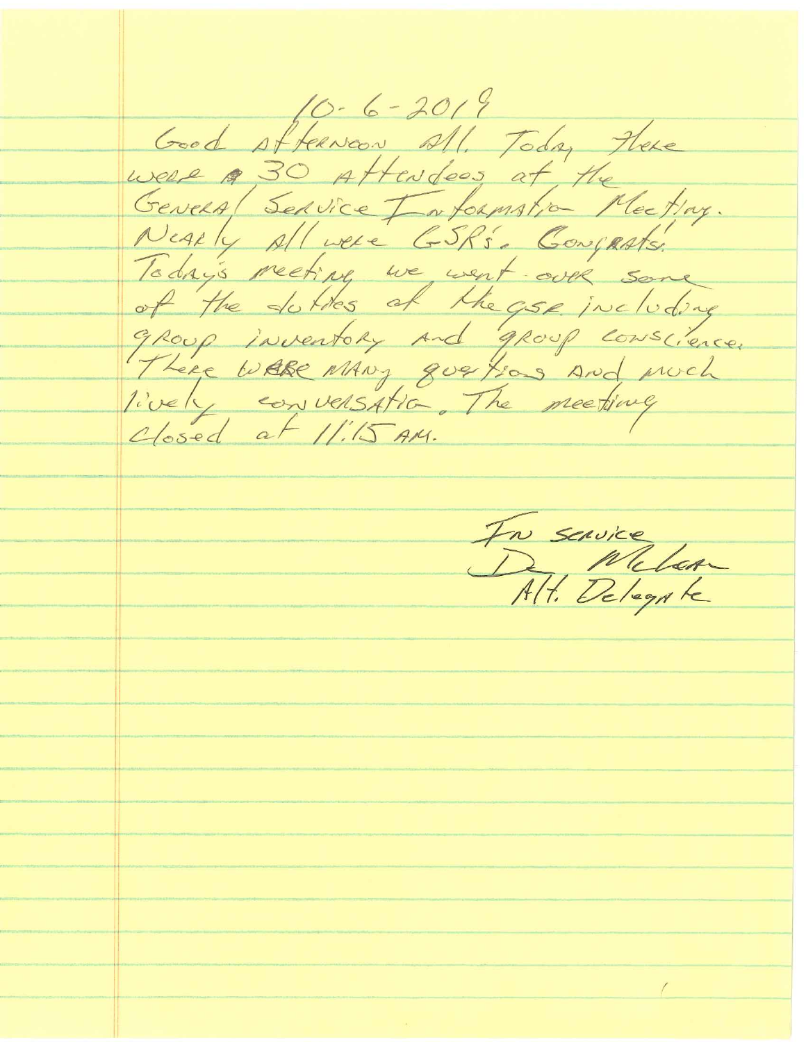10-6-2019

Good afternoon All. Today there were 30 attendees at the General Service Information Meeting. Nearly all were GSR's. Congrats! Today's meeting we went over some of the duties of the GSR including group inventory and group conscience. There were many questions and much lively conversation. The meeting closed at 11:15 AM.

In service
D. McLean
Alt. Delegate